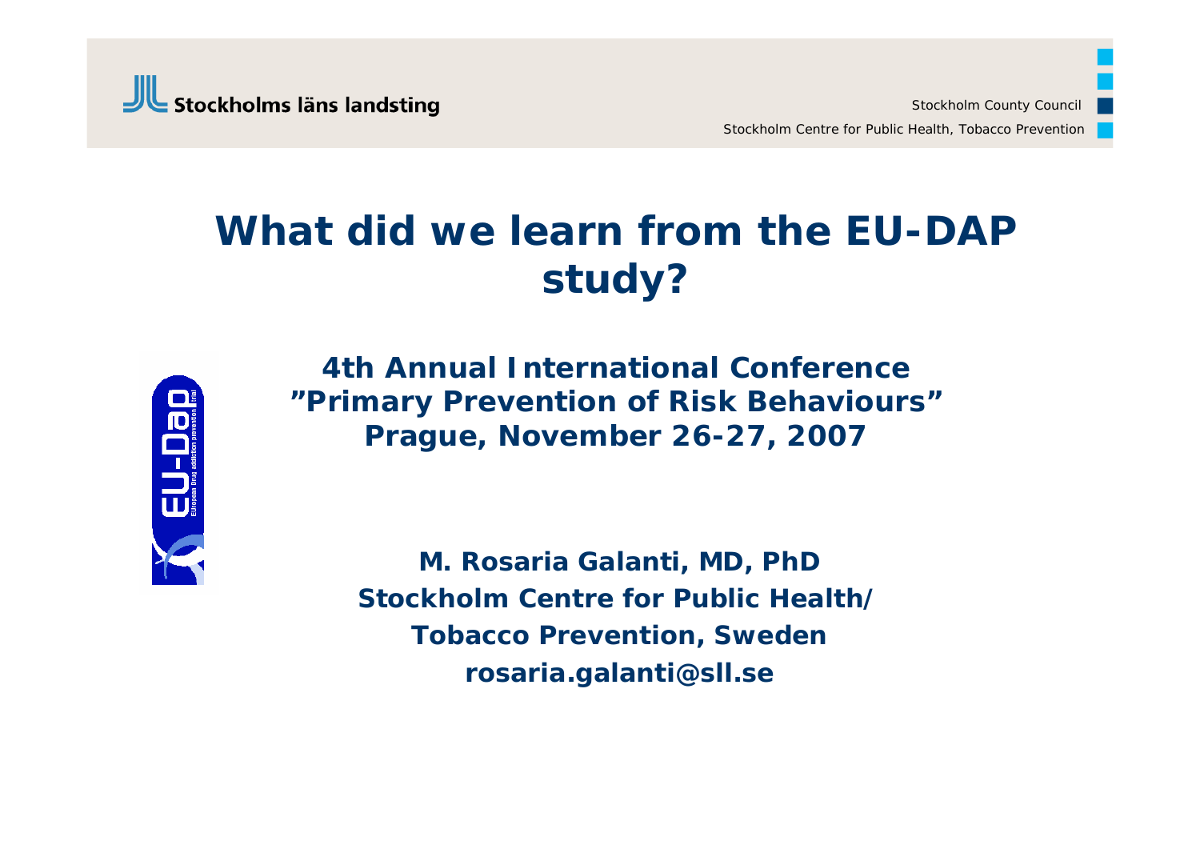Stockholms läns landsting

Stockholm County Council

Stockholm Centre for Public Health, Tobacco Prevention

# What did we learn from the EU-DAP study?

**4th Annual International Conference**
**"Primary Prevention of Risk Behaviours"**
**Prague, November 26-27, 2007**

**M. Rosaria Galanti, MD, PhD**
**Stockholm Centre for Public Health/**
**Tobacco Prevention, Sweden**
**rosaria.galanti@sll.se**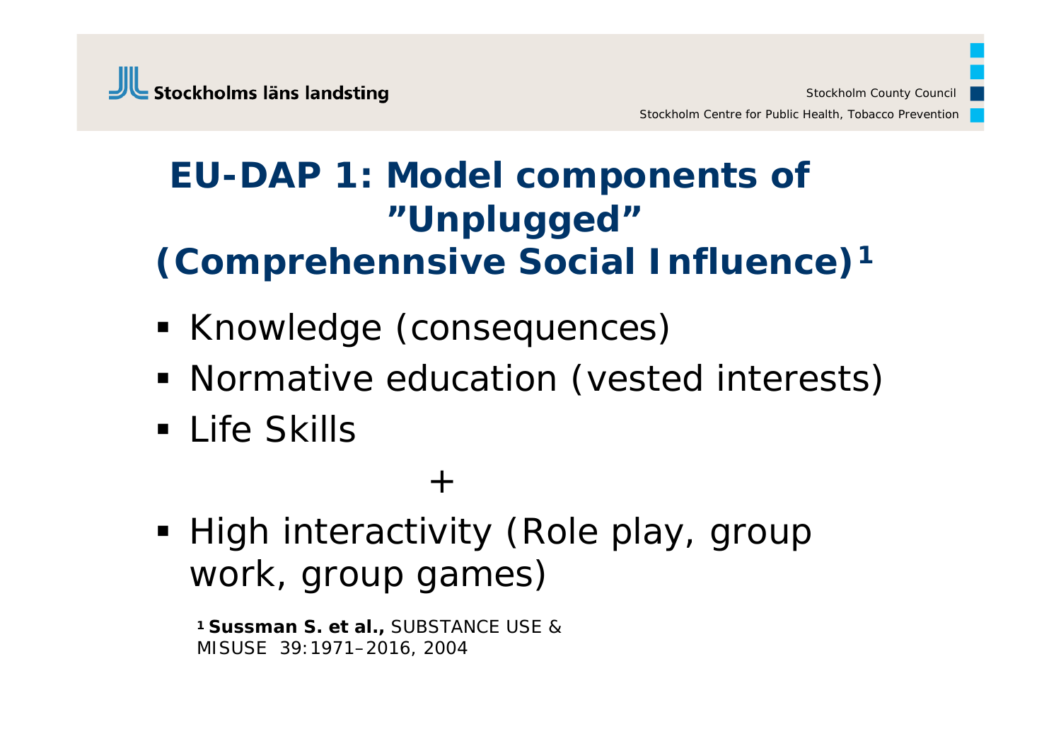# EU-DAP 1: Model components of ”Unplugged” (Comprehennsive Social Influence)[1]

- Knowledge (consequences)
- Normative education (vested interests)
- Life Skills

+

- High interactivity (Role play, group work, group games)

[1] **Sussman S. et al.,** SUBSTANCE USE & MISUSE 39:1971–2016, 2004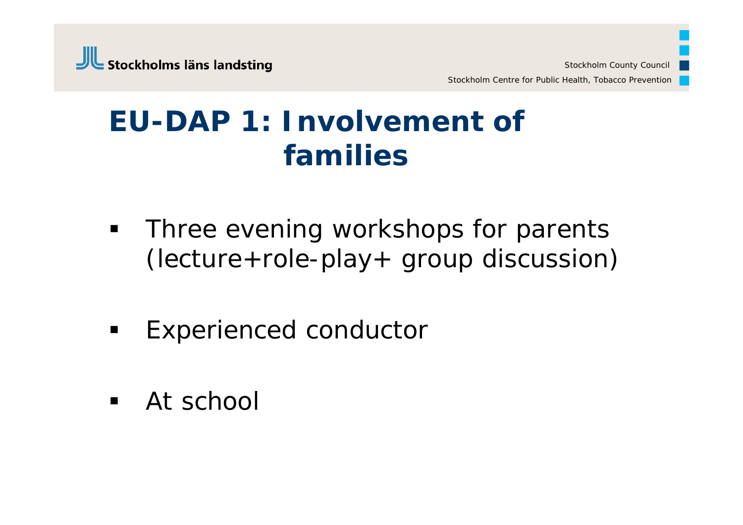# EU-DAP 1: Involvement of families

- Three evening workshops for parents (lecture+role-play+ group discussion)
- Experienced conductor
- At school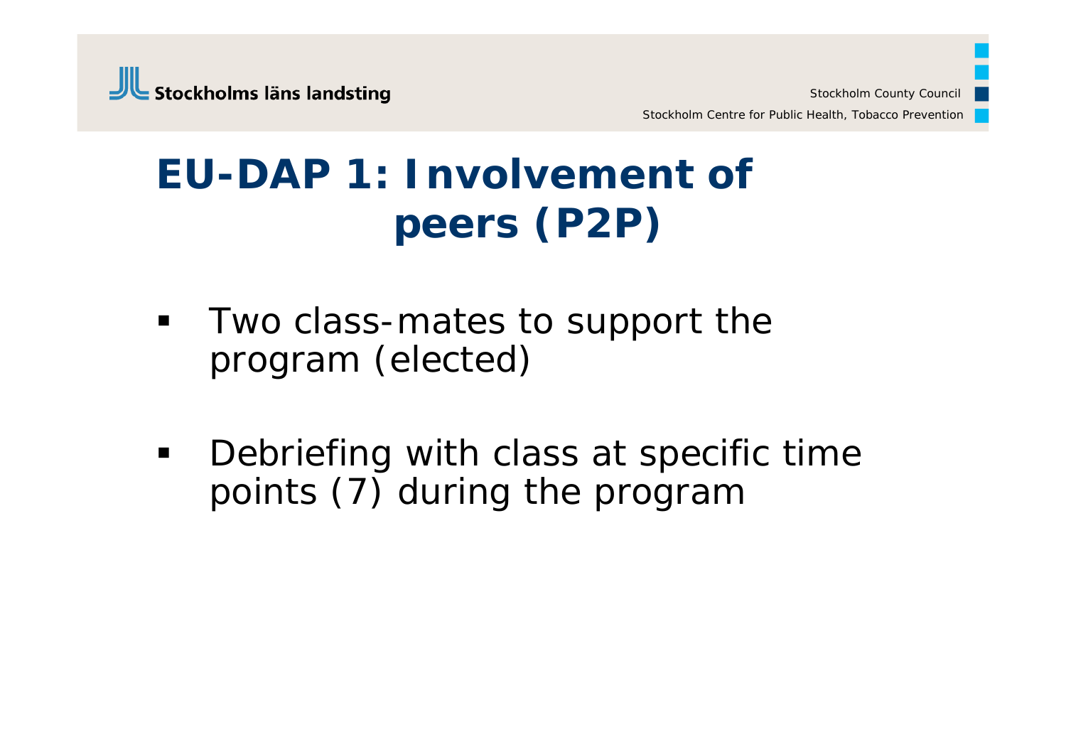# EU-DAP 1: Involvement of peers (P2P)

- Two class-mates to support the program (elected)
- Debriefing with class at specific time points (7) during the program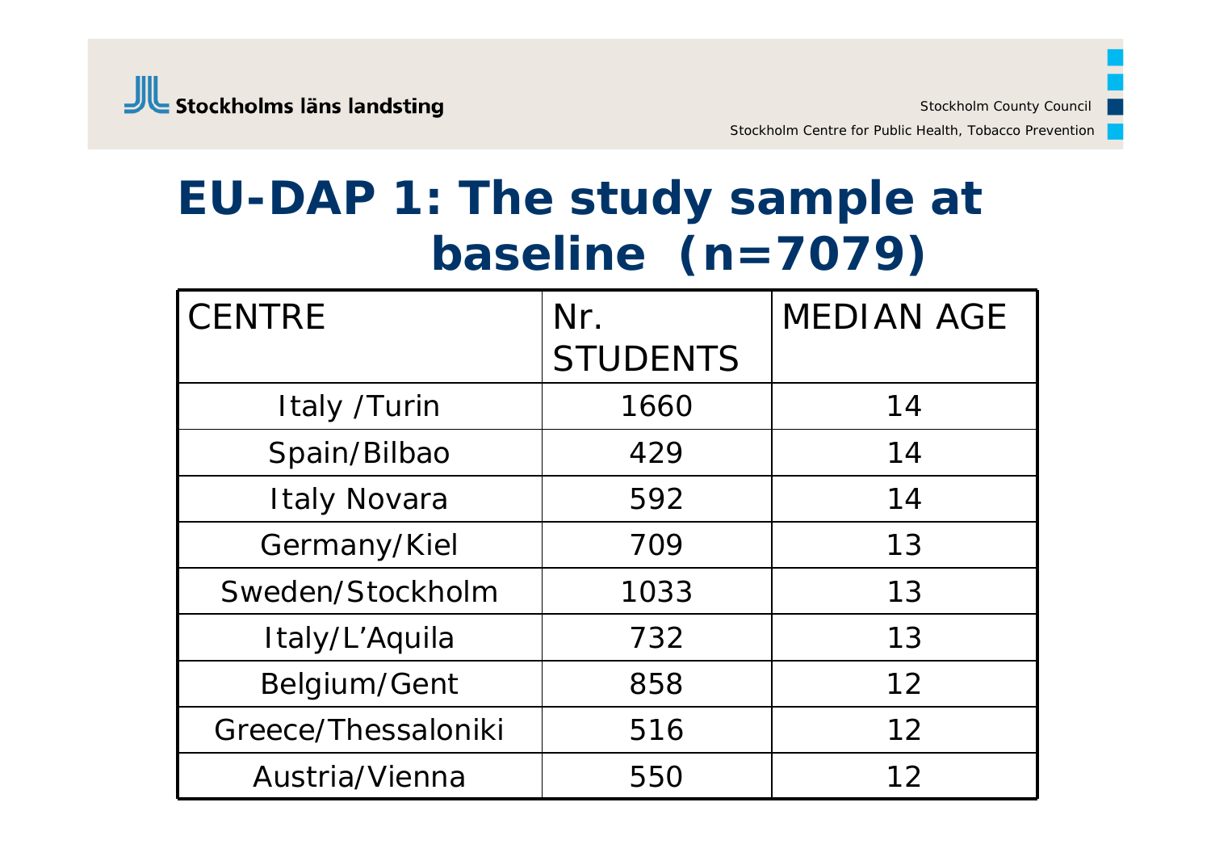# EU-DAP 1: The study sample at baseline (n=7079)

| CENTRE | Nr. STUDENTS | MEDIAN AGE |
|---|---|---|
| Italy /Turin | 1660 | 14 |
| Spain/Bilbao | 429 | 14 |
| Italy Novara | 592 | 14 |
| Germany/Kiel | 709 | 13 |
| Sweden/Stockholm | 1033 | 13 |
| Italy/L'Aquila | 732 | 13 |
| Belgium/Gent | 858 | 12 |
| Greece/Thessaloniki | 516 | 12 |
| Austria/Vienna | 550 | 12 |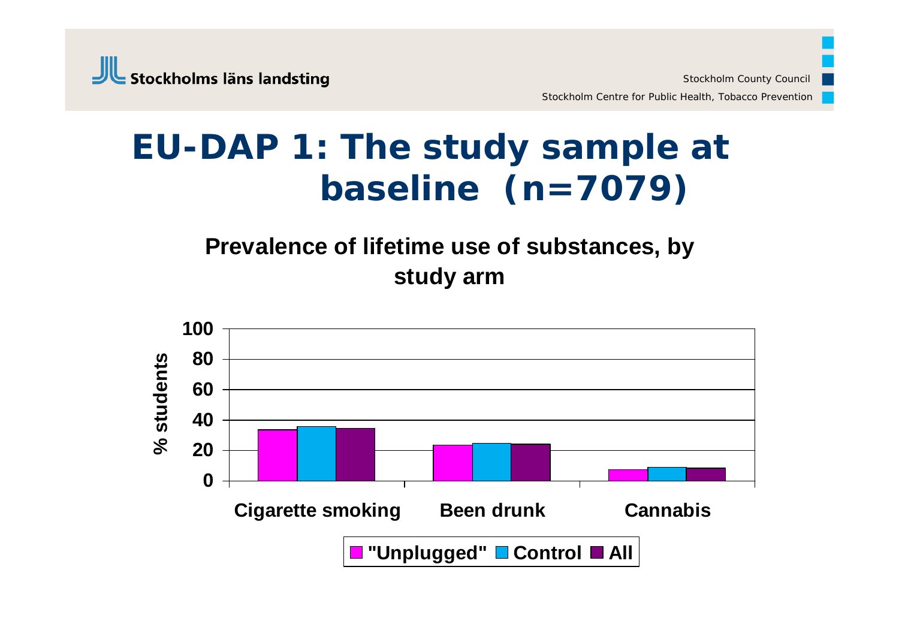# EU-DAP 1: The study sample at baseline (n=7079)

**Prevalence of lifetime use of substances, by study arm**

% students

100
80
60
40
20
0

Cigarette smoking | Been drunk | Cannabis

"Unplugged" | Control | All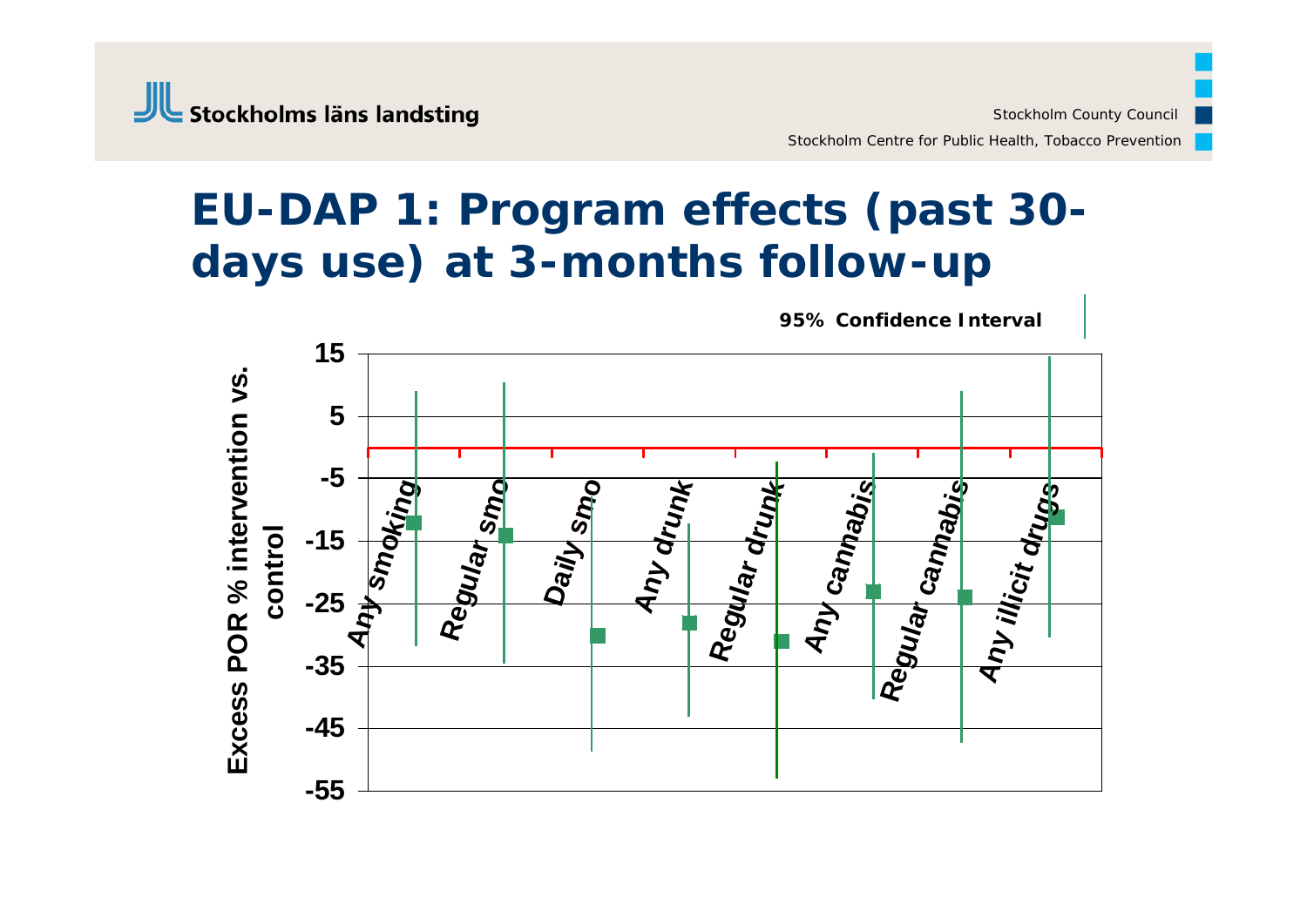# EU-DAP 1: Program effects (past 30-days use) at 3-months follow-up

95% Confidence Interval

Excess POR % intervention vs. control

15
5
-5
-15
-25
-35
-45
-55

Any smoking | Regular smo | Daily smo | Any drunk | Regular drunk | Any cannabis | Regular cannabis | Any illicit drugs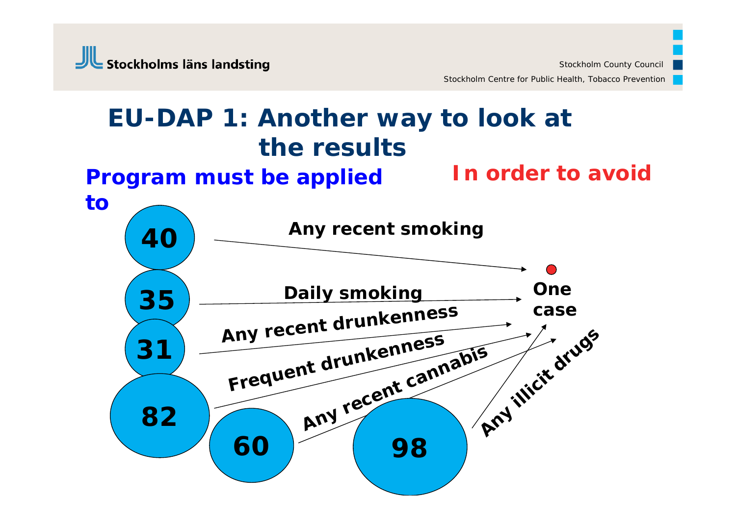# EU-DAP 1: Another way to look at the results

**Program must be applied to** — **In order to avoid**

- **40** → Any recent smoking → One case
- **35** → Daily smoking → One case
- **31** → Any recent drunkenness → One case
- **82** → Frequent drunkenness → One case
- **60** → Any recent cannabis → One case
- **98** → Any illicit drugs → One case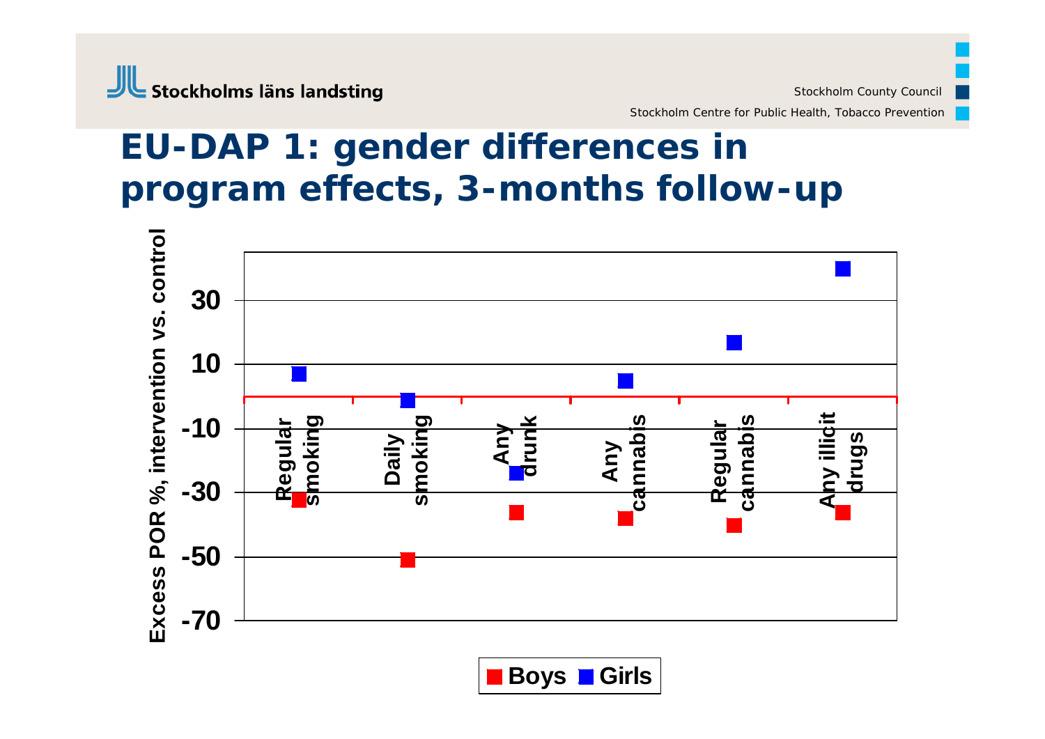# EU-DAP 1: gender differences in program effects, 3-months follow-up

Excess POR %, intervention vs. control

30

10

-10

-30

-50

-70

Regular smoking

Daily smoking

Any drunk

Any cannabis

Regular cannabis

Any illicit drugs

Boys Girls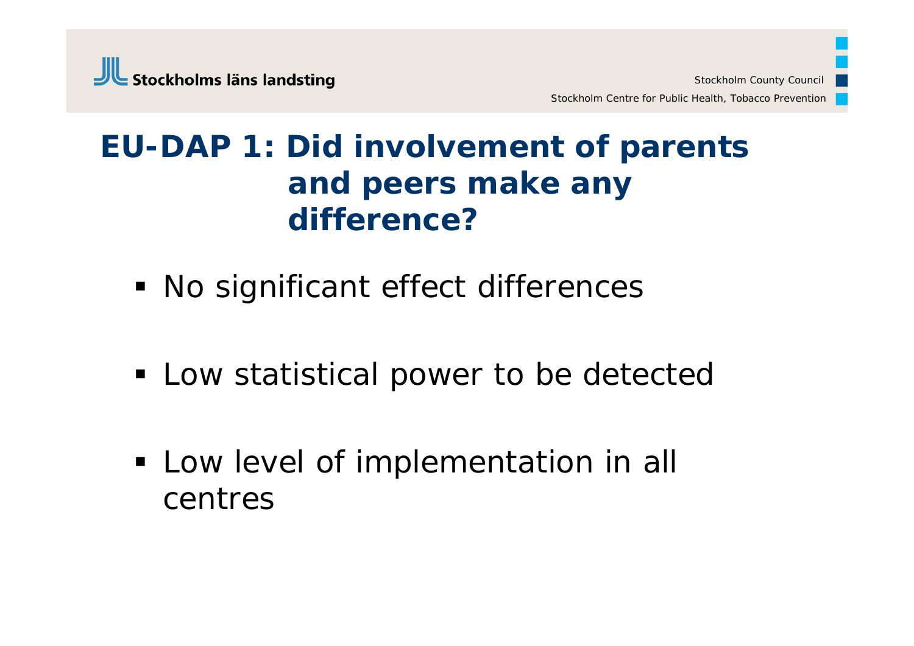# EU-DAP 1: Did involvement of parents and peers make any difference?

- No significant effect differences
- Low statistical power to be detected
- Low level of implementation in all centres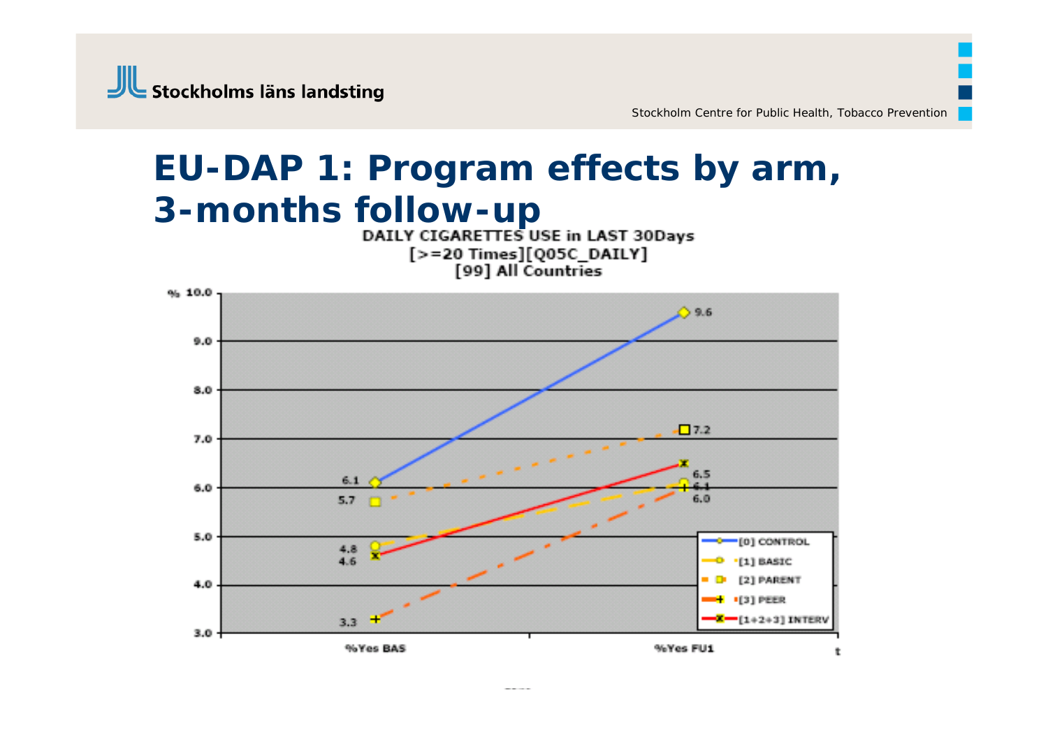# EU-DAP 1: Program effects by arm, 3-months follow-up

DAILY CIGARETTES USE in LAST 30Days
[>=20 Times][Q05C_DAILY]
[99] All Countries

| Arm | %Yes BAS | %Yes FU1 |
|---|---|---|
| [0] CONTROL | 6.1 | 9.6 |
| [1] BASIC | 4.8 | 6.1 |
| [2] PARENT | 5.7 | 7.2 |
| [3] PEER | 3.3 | 6.0 |
| [1+2+3] INTERV | 4.6 | 6.5 |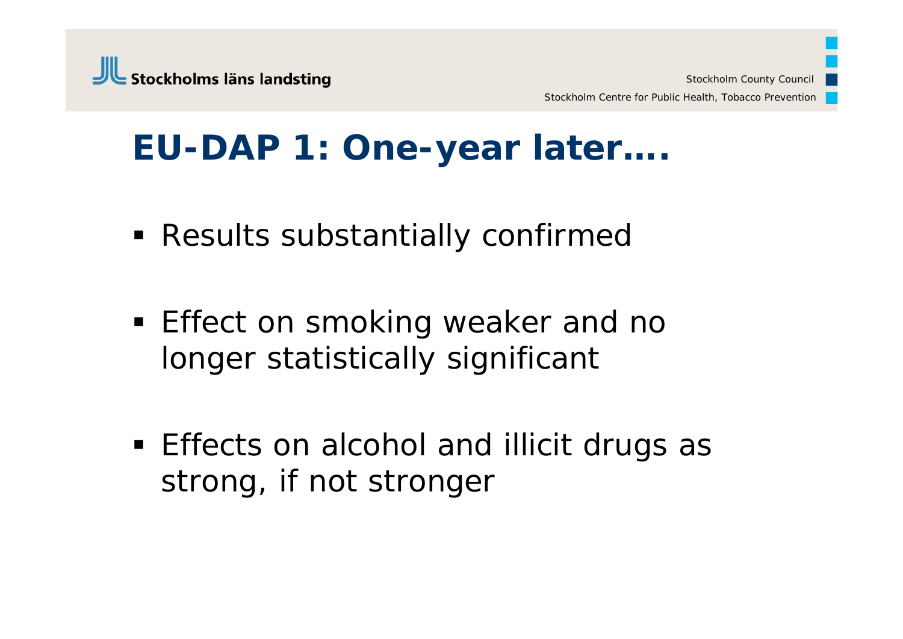# EU-DAP 1: One-year later….

- Results substantially confirmed
- Effect on smoking weaker and no longer statistically significant
- Effects on alcohol and illicit drugs as strong, if not stronger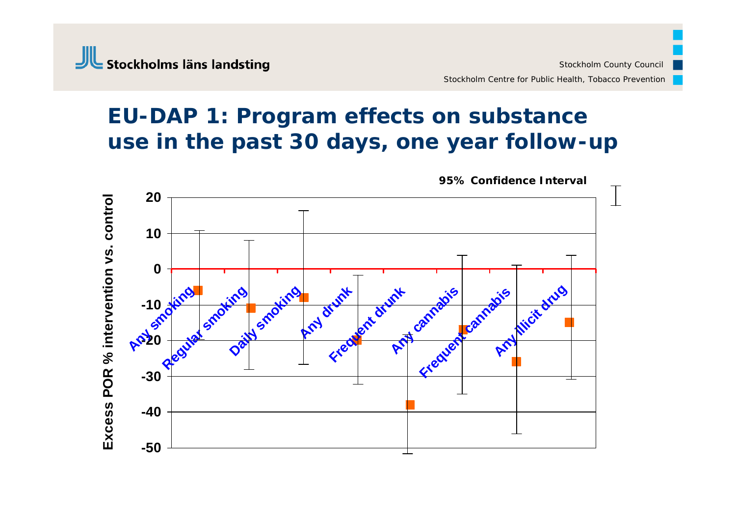# EU-DAP 1: Program effects on substance use in the past 30 days, one year follow-up

95% Confidence Interval

Excess POR % intervention vs. control

20
10
0
-10
-20
-30
-40
-50

Any smoking
Regular smoking
Daily smoking
Any drunk
Frequent drunk
Any cannabis
Frequent cannabis
Any illicit drug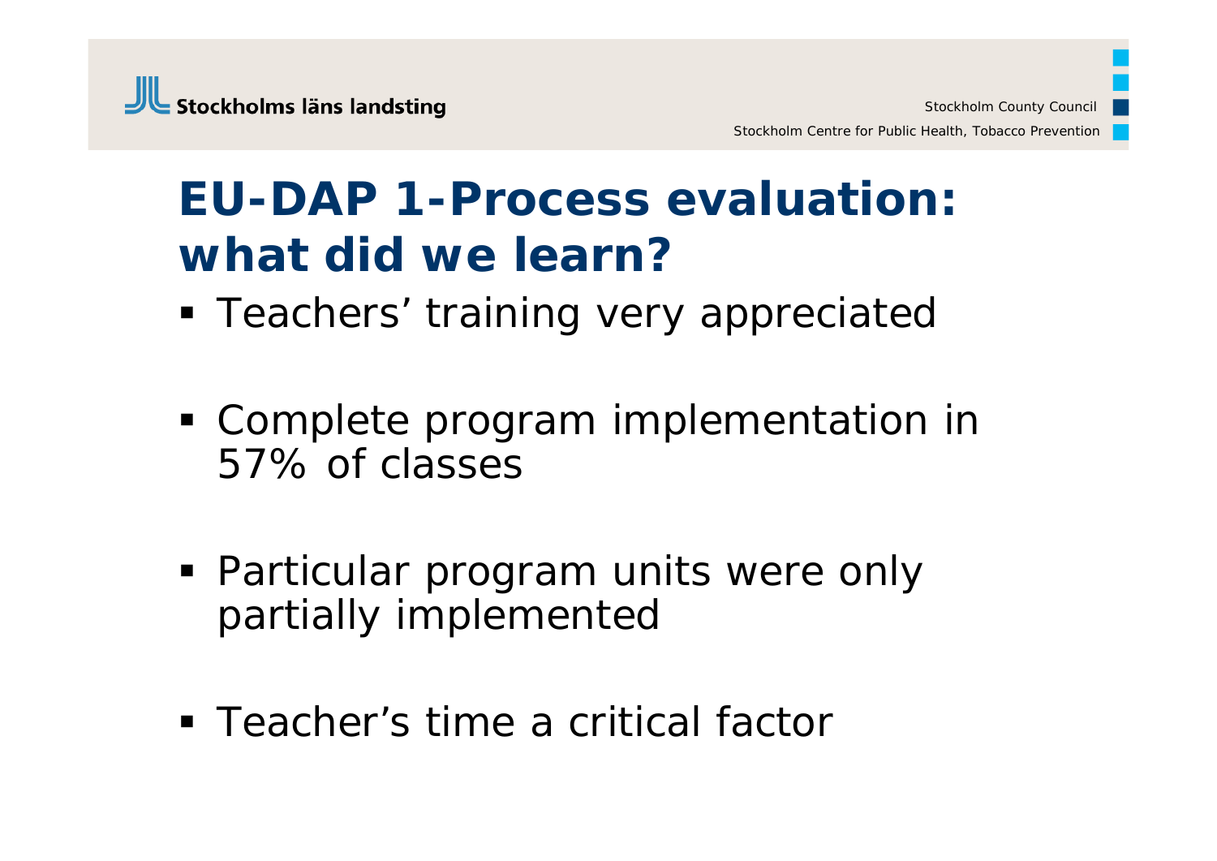# EU-DAP 1-Process evaluation: what did we learn?

- Teachers' training very appreciated
- Complete program implementation in 57% of classes
- Particular program units were only partially implemented
- Teacher's time a critical factor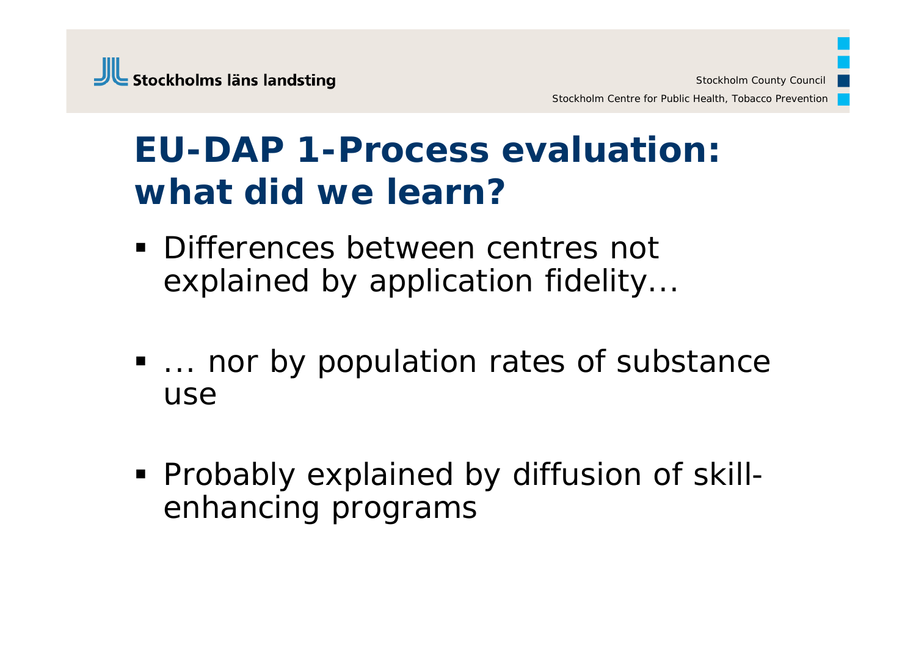# EU-DAP 1-Process evaluation: what did we learn?

- Differences between centres not explained by application fidelity…
- … nor by population rates of substance use
- Probably explained by diffusion of skill-enhancing programs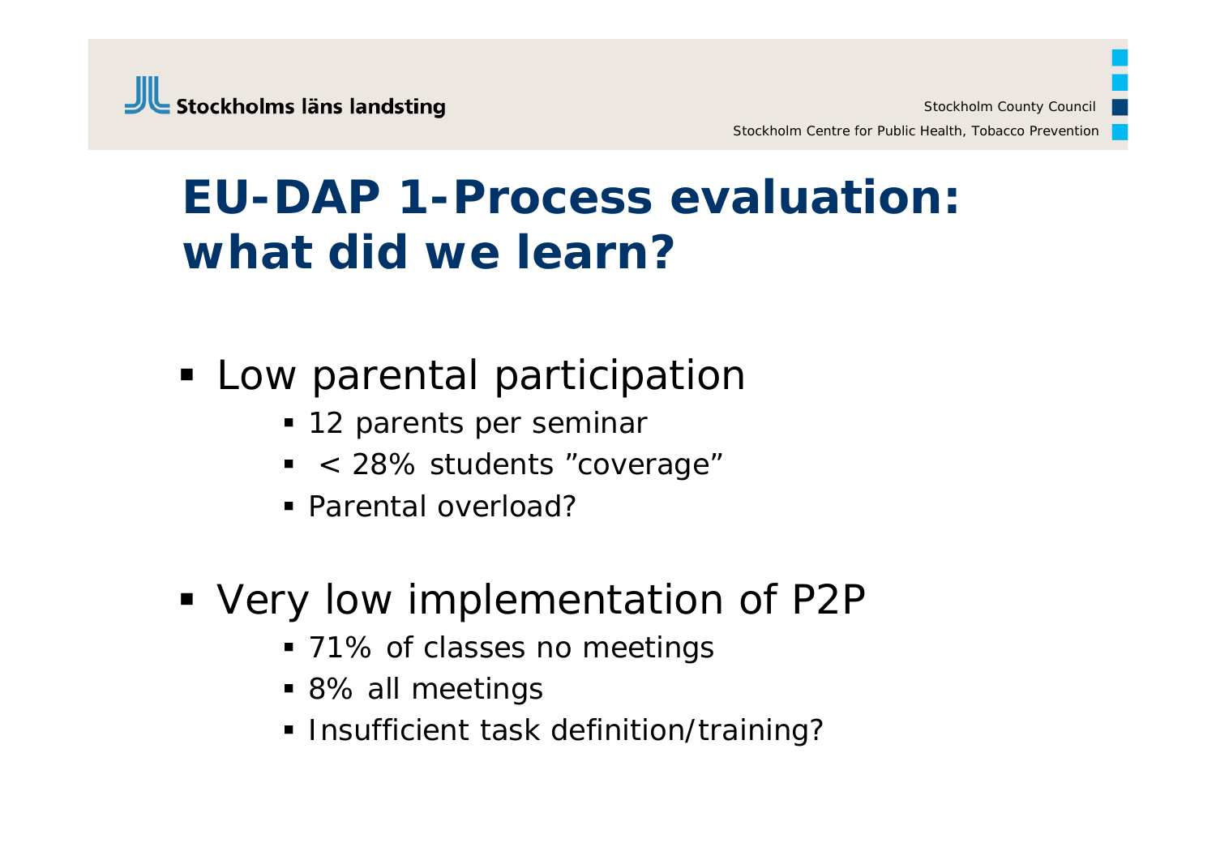# EU-DAP 1-Process evaluation: what did we learn?

- Low parental participation
  - 12 parents per seminar
  - < 28% students ”coverage”
  - Parental overload?

- Very low implementation of P2P
  - 71% of classes no meetings
  - 8% all meetings
  - Insufficient task definition/training?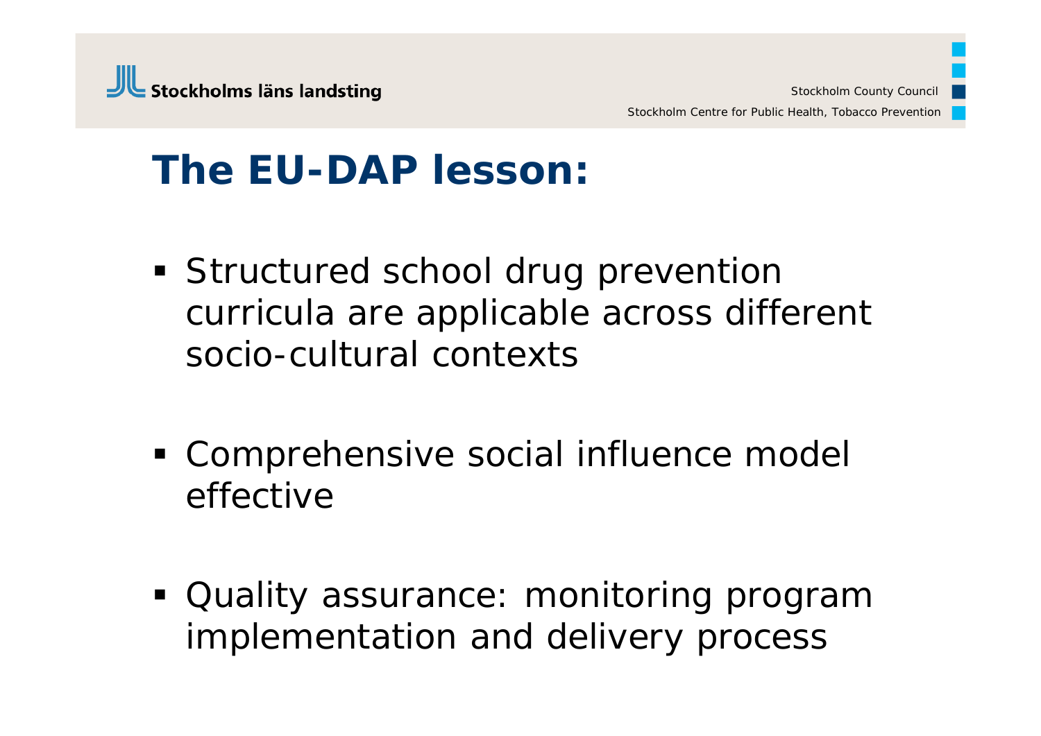# The EU-DAP lesson:

- Structured school drug prevention curricula are applicable across different socio-cultural contexts
- Comprehensive social influence model effective
- Quality assurance: monitoring program implementation and delivery process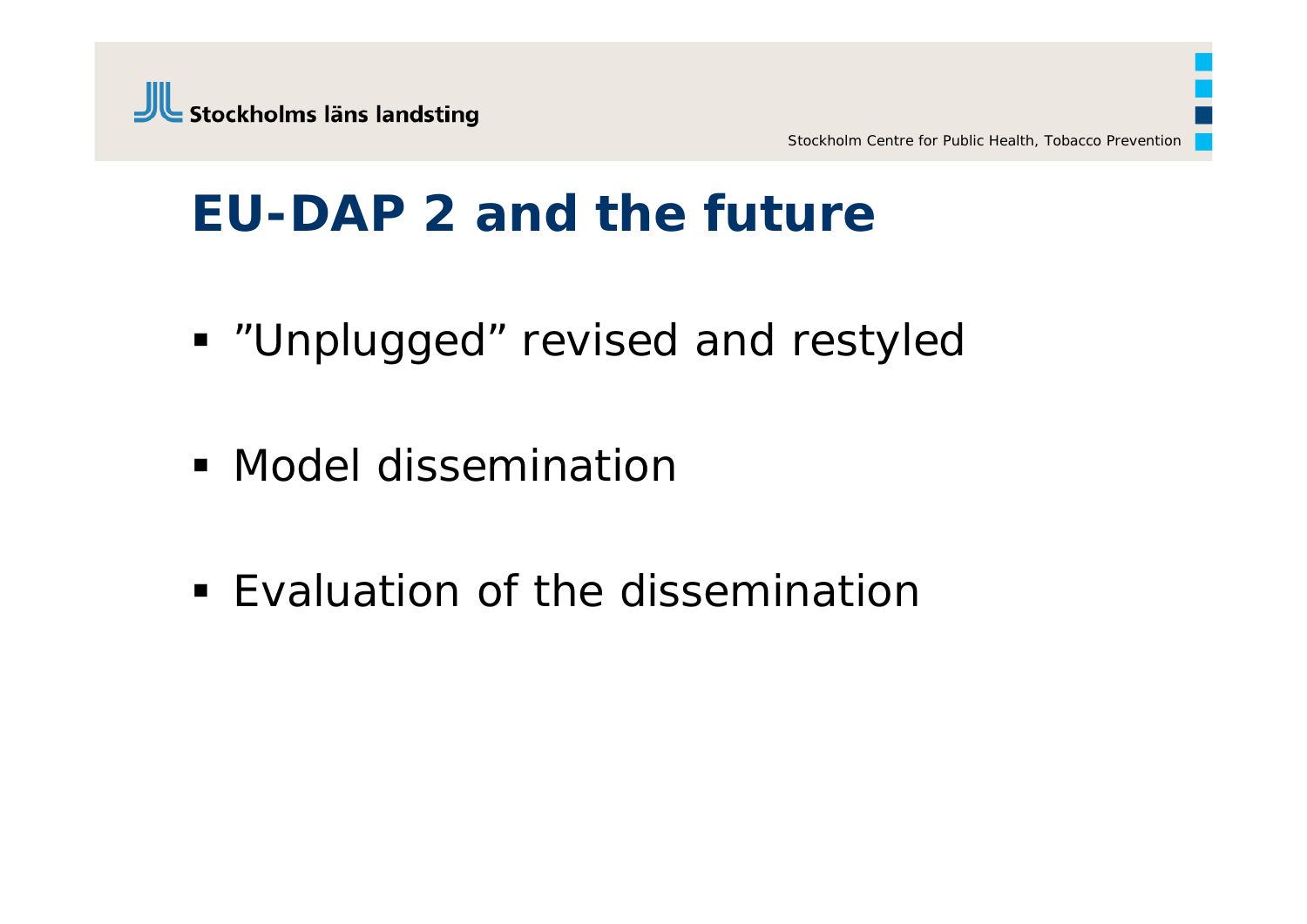# EU-DAP 2 and the future

- ”Unplugged” revised and restyled
- Model dissemination
- Evaluation of the dissemination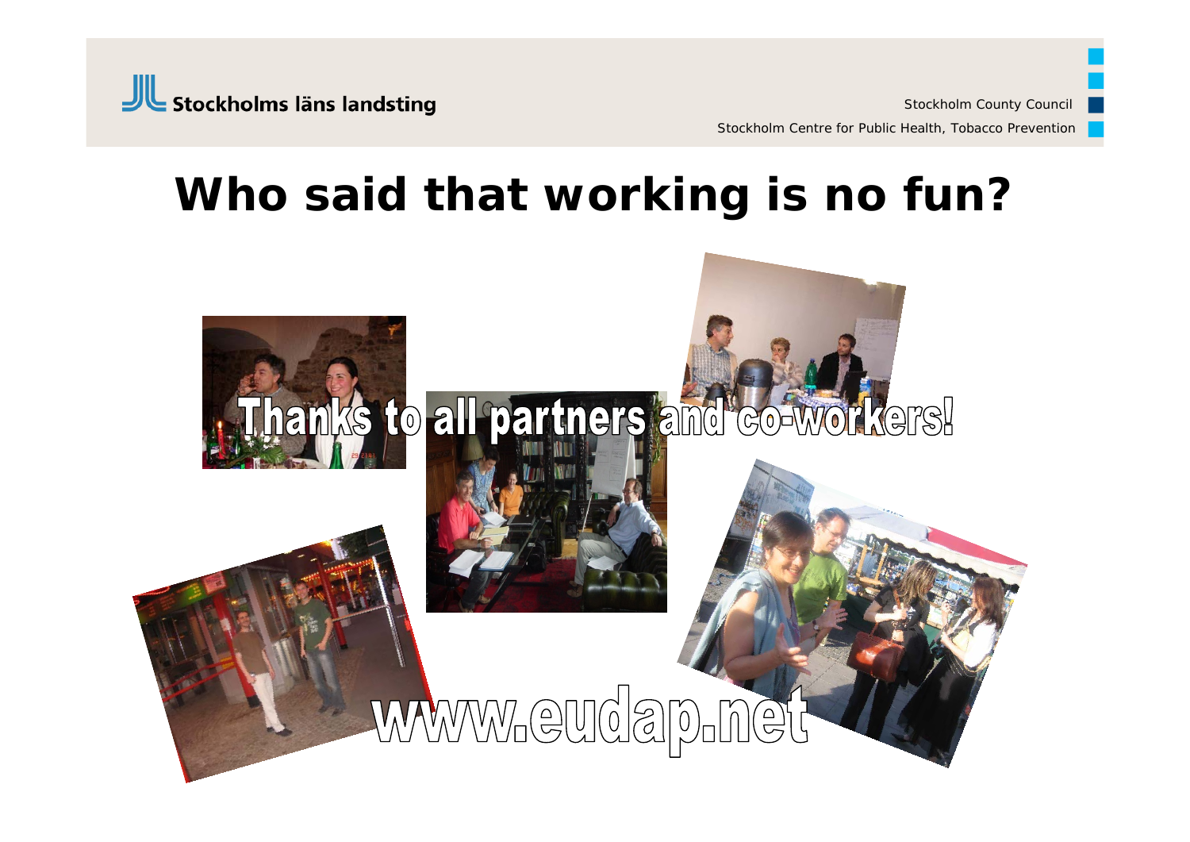# Who said that working is no fun?

Thanks to all partners and co-workers!

www.eudap.net